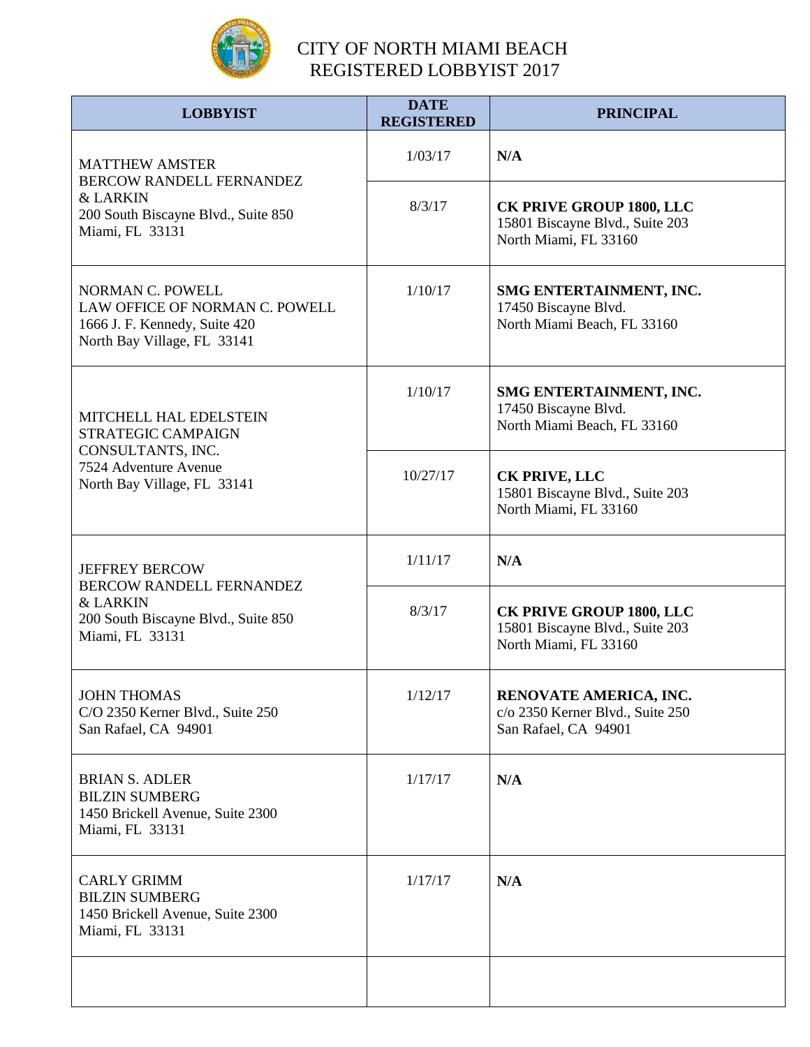# CITY OF NORTH MIAMI BEACH
# REGISTERED LOBBYIST 2017

| LOBBYIST | DATE REGISTERED | PRINCIPAL |
|---|---|---|
| MATTHEW AMSTER<br>BERCOW RANDELL FERNANDEZ & LARKIN<br>200 South Biscayne Blvd., Suite 850<br>Miami, FL 33131 | 1/03/17 | **N/A** |
| | 8/3/17 | **CK PRIVE GROUP 1800, LLC**<br>15801 Biscayne Blvd., Suite 203<br>North Miami, FL 33160 |
| NORMAN C. POWELL<br>LAW OFFICE OF NORMAN C. POWELL<br>1666 J. F. Kennedy, Suite 420<br>North Bay Village, FL 33141 | 1/10/17 | **SMG ENTERTAINMENT, INC.**<br>17450 Biscayne Blvd.<br>North Miami Beach, FL 33160 |
| MITCHELL HAL EDELSTEIN<br>STRATEGIC CAMPAIGN CONSULTANTS, INC.<br>7524 Adventure Avenue<br>North Bay Village, FL 33141 | 1/10/17 | **SMG ENTERTAINMENT, INC.**<br>17450 Biscayne Blvd.<br>North Miami Beach, FL 33160 |
| | 10/27/17 | **CK PRIVE, LLC**<br>15801 Biscayne Blvd., Suite 203<br>North Miami, FL 33160 |
| JEFFREY BERCOW<br>BERCOW RANDELL FERNANDEZ & LARKIN<br>200 South Biscayne Blvd., Suite 850<br>Miami, FL 33131 | 1/11/17 | **N/A** |
| | 8/3/17 | **CK PRIVE GROUP 1800, LLC**<br>15801 Biscayne Blvd., Suite 203<br>North Miami, FL 33160 |
| JOHN THOMAS<br>C/O 2350 Kerner Blvd., Suite 250<br>San Rafael, CA 94901 | 1/12/17 | **RENOVATE AMERICA, INC.**<br>c/o 2350 Kerner Blvd., Suite 250<br>San Rafael, CA 94901 |
| BRIAN S. ADLER<br>BILZIN SUMBERG<br>1450 Brickell Avenue, Suite 2300<br>Miami, FL 33131 | 1/17/17 | **N/A** |
| CARLY GRIMM<br>BILZIN SUMBERG<br>1450 Brickell Avenue, Suite 2300<br>Miami, FL 33131 | 1/17/17 | **N/A** |
| | | |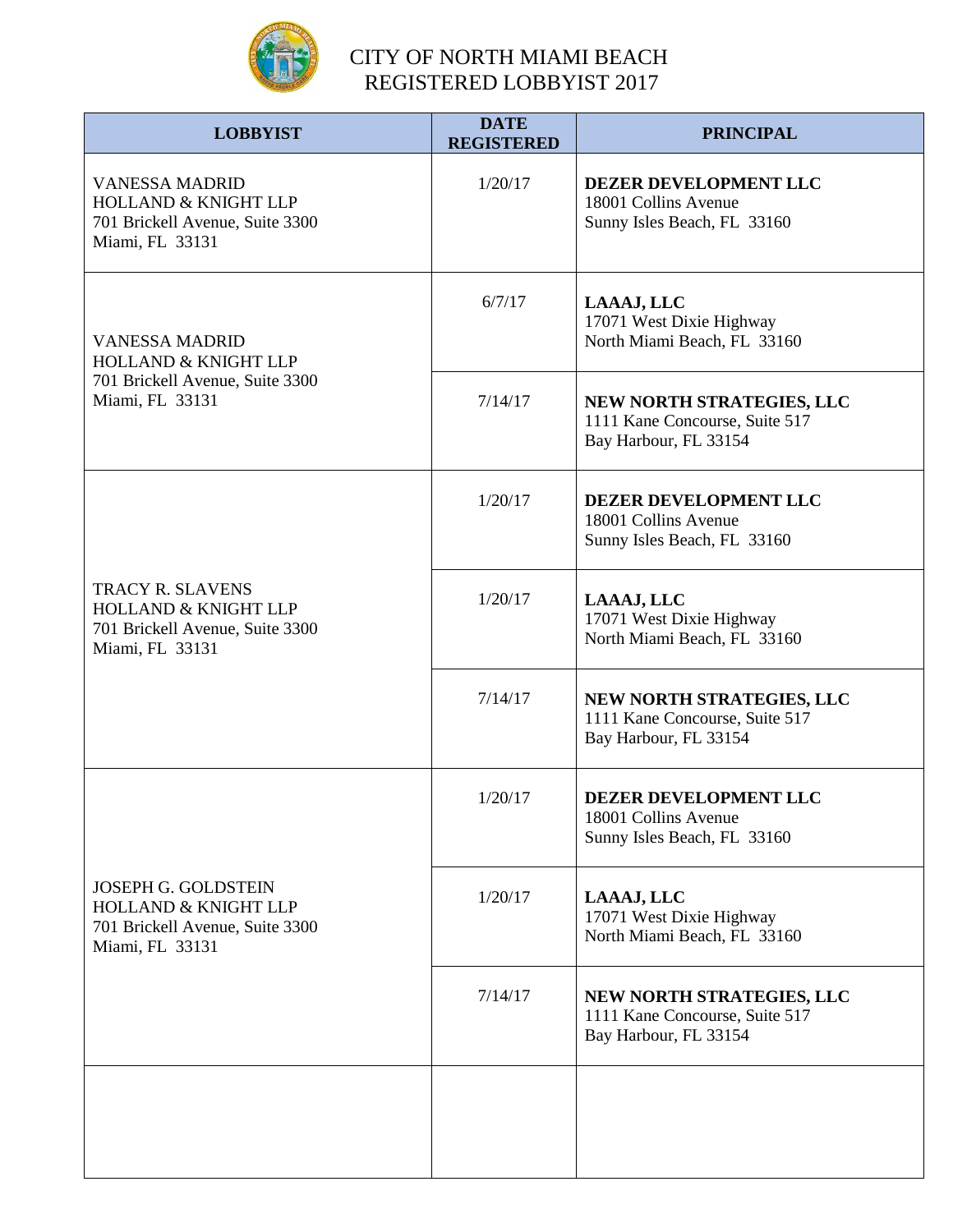# CITY OF NORTH MIAMI BEACH
# REGISTERED LOBBYIST 2017

| LOBBYIST | DATE REGISTERED | PRINCIPAL |
|---|---|---|
| VANESSA MADRID<br>HOLLAND & KNIGHT LLP<br>701 Brickell Avenue, Suite 3300<br>Miami, FL 33131 | 1/20/17 | **DEZER DEVELOPMENT LLC**<br>18001 Collins Avenue<br>Sunny Isles Beach, FL 33160 |
| VANESSA MADRID<br>HOLLAND & KNIGHT LLP<br>701 Brickell Avenue, Suite 3300<br>Miami, FL 33131 | 6/7/17 | **LAAAJ, LLC**<br>17071 West Dixie Highway<br>North Miami Beach, FL 33160 |
| | 7/14/17 | **NEW NORTH STRATEGIES, LLC**<br>1111 Kane Concourse, Suite 517<br>Bay Harbour, FL 33154 |
| TRACY R. SLAVENS<br>HOLLAND & KNIGHT LLP<br>701 Brickell Avenue, Suite 3300<br>Miami, FL 33131 | 1/20/17 | **DEZER DEVELOPMENT LLC**<br>18001 Collins Avenue<br>Sunny Isles Beach, FL 33160 |
| | 1/20/17 | **LAAAJ, LLC**<br>17071 West Dixie Highway<br>North Miami Beach, FL 33160 |
| | 7/14/17 | **NEW NORTH STRATEGIES, LLC**<br>1111 Kane Concourse, Suite 517<br>Bay Harbour, FL 33154 |
| JOSEPH G. GOLDSTEIN<br>HOLLAND & KNIGHT LLP<br>701 Brickell Avenue, Suite 3300<br>Miami, FL 33131 | 1/20/17 | **DEZER DEVELOPMENT LLC**<br>18001 Collins Avenue<br>Sunny Isles Beach, FL 33160 |
| | 1/20/17 | **LAAAJ, LLC**<br>17071 West Dixie Highway<br>North Miami Beach, FL 33160 |
| | 7/14/17 | **NEW NORTH STRATEGIES, LLC**<br>1111 Kane Concourse, Suite 517<br>Bay Harbour, FL 33154 |
| | | |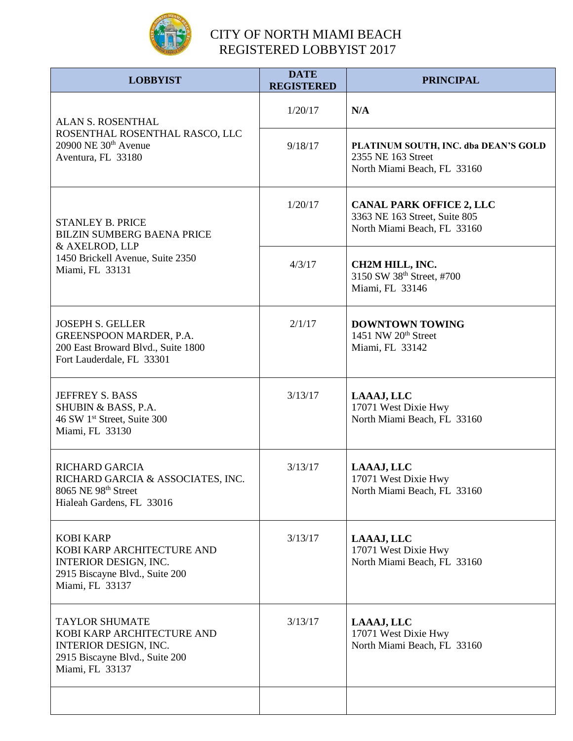# CITY OF NORTH MIAMI BEACH
# REGISTERED LOBBYIST 2017

| LOBBYIST | DATE REGISTERED | PRINCIPAL |
|---|---|---|
| ALAN S. ROSENTHAL<br>ROSENTHAL ROSENTHAL RASCO, LLC<br>20900 NE 30th Avenue<br>Aventura, FL 33180 | 1/20/17 | **N/A** |
| | 9/18/17 | **PLATINUM SOUTH, INC. dba DEAN'S GOLD**<br>2355 NE 163 Street<br>North Miami Beach, FL 33160 |
| STANLEY B. PRICE<br>BILZIN SUMBERG BAENA PRICE & AXELROD, LLP<br>1450 Brickell Avenue, Suite 2350<br>Miami, FL 33131 | 1/20/17 | **CANAL PARK OFFICE 2, LLC**<br>3363 NE 163 Street, Suite 805<br>North Miami Beach, FL 33160 |
| | 4/3/17 | **CH2M HILL, INC.**<br>3150 SW 38th Street, #700<br>Miami, FL 33146 |
| JOSEPH S. GELLER<br>GREENSPOON MARDER, P.A.<br>200 East Broward Blvd., Suite 1800<br>Fort Lauderdale, FL 33301 | 2/1/17 | **DOWNTOWN TOWING**<br>1451 NW 20th Street<br>Miami, FL 33142 |
| JEFFREY S. BASS<br>SHUBIN & BASS, P.A.<br>46 SW 1st Street, Suite 300<br>Miami, FL 33130 | 3/13/17 | **LAAAJ, LLC**<br>17071 West Dixie Hwy<br>North Miami Beach, FL 33160 |
| RICHARD GARCIA<br>RICHARD GARCIA & ASSOCIATES, INC.<br>8065 NE 98th Street<br>Hialeah Gardens, FL 33016 | 3/13/17 | **LAAAJ, LLC**<br>17071 West Dixie Hwy<br>North Miami Beach, FL 33160 |
| KOBI KARP<br>KOBI KARP ARCHITECTURE AND INTERIOR DESIGN, INC.<br>2915 Biscayne Blvd., Suite 200<br>Miami, FL 33137 | 3/13/17 | **LAAAJ, LLC**<br>17071 West Dixie Hwy<br>North Miami Beach, FL 33160 |
| TAYLOR SHUMATE<br>KOBI KARP ARCHITECTURE AND INTERIOR DESIGN, INC.<br>2915 Biscayne Blvd., Suite 200<br>Miami, FL 33137 | 3/13/17 | **LAAAJ, LLC**<br>17071 West Dixie Hwy<br>North Miami Beach, FL 33160 |
| | | |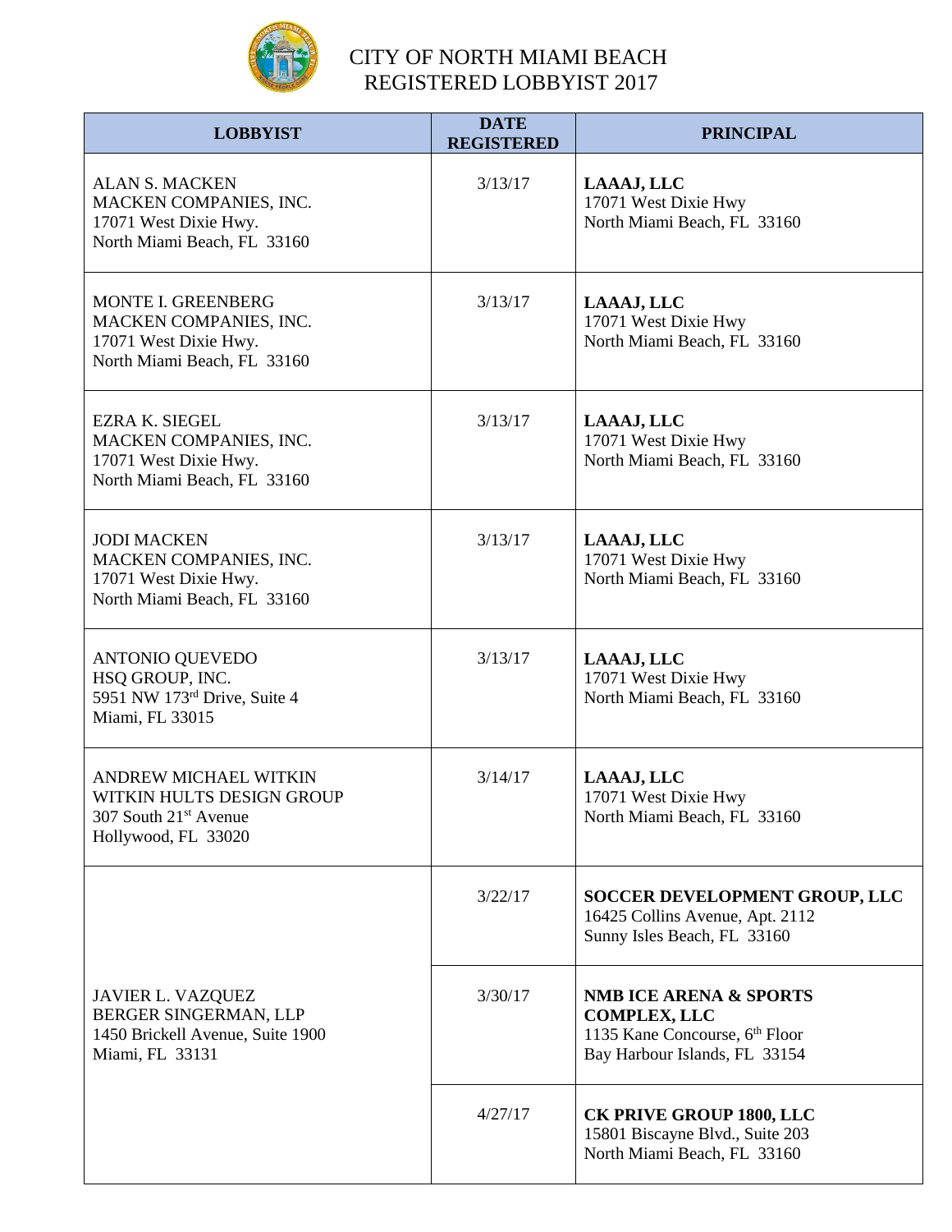# CITY OF NORTH MIAMI BEACH
# REGISTERED LOBBYIST 2017

| LOBBYIST | DATE REGISTERED | PRINCIPAL |
|---|---|---|
| ALAN S. MACKEN<br>MACKEN COMPANIES, INC.<br>17071 West Dixie Hwy.<br>North Miami Beach, FL 33160 | 3/13/17 | **LAAAJ, LLC**<br>17071 West Dixie Hwy<br>North Miami Beach, FL 33160 |
| MONTE I. GREENBERG<br>MACKEN COMPANIES, INC.<br>17071 West Dixie Hwy.<br>North Miami Beach, FL 33160 | 3/13/17 | **LAAAJ, LLC**<br>17071 West Dixie Hwy<br>North Miami Beach, FL 33160 |
| EZRA K. SIEGEL<br>MACKEN COMPANIES, INC.<br>17071 West Dixie Hwy.<br>North Miami Beach, FL 33160 | 3/13/17 | **LAAAJ, LLC**<br>17071 West Dixie Hwy<br>North Miami Beach, FL 33160 |
| JODI MACKEN<br>MACKEN COMPANIES, INC.<br>17071 West Dixie Hwy.<br>North Miami Beach, FL 33160 | 3/13/17 | **LAAAJ, LLC**<br>17071 West Dixie Hwy<br>North Miami Beach, FL 33160 |
| ANTONIO QUEVEDO<br>HSQ GROUP, INC.<br>5951 NW 173rd Drive, Suite 4<br>Miami, FL 33015 | 3/13/17 | **LAAAJ, LLC**<br>17071 West Dixie Hwy<br>North Miami Beach, FL 33160 |
| ANDREW MICHAEL WITKIN<br>WITKIN HULTS DESIGN GROUP<br>307 South 21st Avenue<br>Hollywood, FL 33020 | 3/14/17 | **LAAAJ, LLC**<br>17071 West Dixie Hwy<br>North Miami Beach, FL 33160 |
| JAVIER L. VAZQUEZ<br>BERGER SINGERMAN, LLP<br>1450 Brickell Avenue, Suite 1900<br>Miami, FL 33131 | 3/22/17 | **SOCCER DEVELOPMENT GROUP, LLC**<br>16425 Collins Avenue, Apt. 2112<br>Sunny Isles Beach, FL 33160 |
| | 3/30/17 | **NMB ICE ARENA & SPORTS COMPLEX, LLC**<br>1135 Kane Concourse, 6th Floor<br>Bay Harbour Islands, FL 33154 |
| | 4/27/17 | **CK PRIVE GROUP 1800, LLC**<br>15801 Biscayne Blvd., Suite 203<br>North Miami Beach, FL 33160 |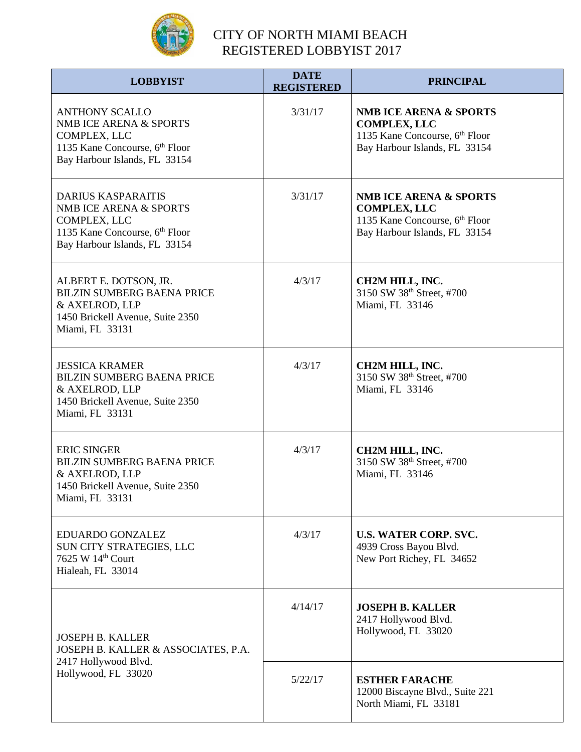# CITY OF NORTH MIAMI BEACH
# REGISTERED LOBBYIST 2017

| LOBBYIST | DATE REGISTERED | PRINCIPAL |
|---|---|---|
| ANTHONY SCALLO<br>NMB ICE ARENA & SPORTS COMPLEX, LLC<br>1135 Kane Concourse, 6th Floor<br>Bay Harbour Islands, FL 33154 | 3/31/17 | **NMB ICE ARENA & SPORTS COMPLEX, LLC**<br>1135 Kane Concourse, 6th Floor<br>Bay Harbour Islands, FL 33154 |
| DARIUS KASPARAITIS<br>NMB ICE ARENA & SPORTS COMPLEX, LLC<br>1135 Kane Concourse, 6th Floor<br>Bay Harbour Islands, FL 33154 | 3/31/17 | **NMB ICE ARENA & SPORTS COMPLEX, LLC**<br>1135 Kane Concourse, 6th Floor<br>Bay Harbour Islands, FL 33154 |
| ALBERT E. DOTSON, JR.<br>BILZIN SUMBERG BAENA PRICE & AXELROD, LLP<br>1450 Brickell Avenue, Suite 2350<br>Miami, FL 33131 | 4/3/17 | **CH2M HILL, INC.**<br>3150 SW 38th Street, #700<br>Miami, FL 33146 |
| JESSICA KRAMER<br>BILZIN SUMBERG BAENA PRICE & AXELROD, LLP<br>1450 Brickell Avenue, Suite 2350<br>Miami, FL 33131 | 4/3/17 | **CH2M HILL, INC.**<br>3150 SW 38th Street, #700<br>Miami, FL 33146 |
| ERIC SINGER<br>BILZIN SUMBERG BAENA PRICE & AXELROD, LLP<br>1450 Brickell Avenue, Suite 2350<br>Miami, FL 33131 | 4/3/17 | **CH2M HILL, INC.**<br>3150 SW 38th Street, #700<br>Miami, FL 33146 |
| EDUARDO GONZALEZ<br>SUN CITY STRATEGIES, LLC<br>7625 W 14th Court<br>Hialeah, FL 33014 | 4/3/17 | **U.S. WATER CORP. SVC.**<br>4939 Cross Bayou Blvd.<br>New Port Richey, FL 34652 |
| JOSEPH B. KALLER<br>JOSEPH B. KALLER & ASSOCIATES, P.A.<br>2417 Hollywood Blvd.<br>Hollywood, FL 33020 | 4/14/17 | **JOSEPH B. KALLER**<br>2417 Hollywood Blvd.<br>Hollywood, FL 33020 |
| | 5/22/17 | **ESTHER FARACHE**<br>12000 Biscayne Blvd., Suite 221<br>North Miami, FL 33181 |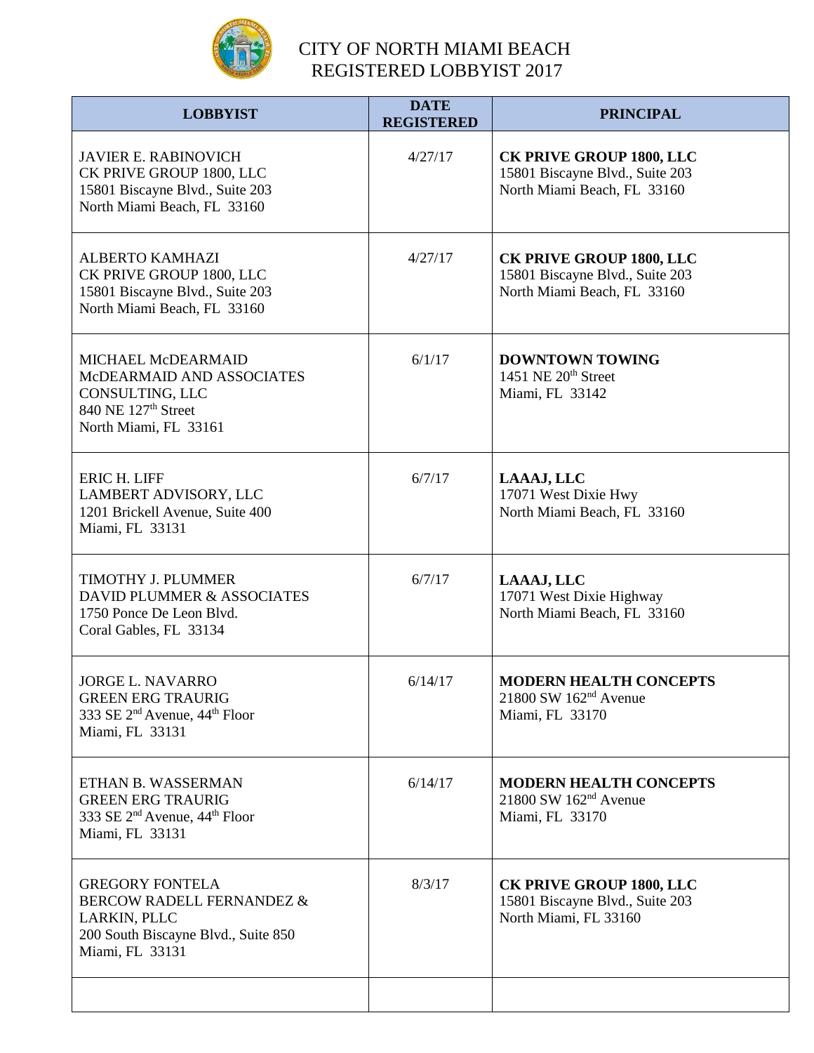# CITY OF NORTH MIAMI BEACH
# REGISTERED LOBBYIST 2017

| LOBBYIST | DATE REGISTERED | PRINCIPAL |
|---|---|---|
| JAVIER E. RABINOVICH<br>CK PRIVE GROUP 1800, LLC<br>15801 Biscayne Blvd., Suite 203<br>North Miami Beach, FL 33160 | 4/27/17 | **CK PRIVE GROUP 1800, LLC**<br>15801 Biscayne Blvd., Suite 203<br>North Miami Beach, FL 33160 |
| ALBERTO KAMHAZI<br>CK PRIVE GROUP 1800, LLC<br>15801 Biscayne Blvd., Suite 203<br>North Miami Beach, FL 33160 | 4/27/17 | **CK PRIVE GROUP 1800, LLC**<br>15801 Biscayne Blvd., Suite 203<br>North Miami Beach, FL 33160 |
| MICHAEL McDEARMAID<br>McDEARMAID AND ASSOCIATES CONSULTING, LLC<br>840 NE 127th Street<br>North Miami, FL 33161 | 6/1/17 | **DOWNTOWN TOWING**<br>1451 NE 20th Street<br>Miami, FL 33142 |
| ERIC H. LIFF<br>LAMBERT ADVISORY, LLC<br>1201 Brickell Avenue, Suite 400<br>Miami, FL 33131 | 6/7/17 | **LAAAJ, LLC**<br>17071 West Dixie Hwy<br>North Miami Beach, FL 33160 |
| TIMOTHY J. PLUMMER<br>DAVID PLUMMER & ASSOCIATES<br>1750 Ponce De Leon Blvd.<br>Coral Gables, FL 33134 | 6/7/17 | **LAAAJ, LLC**<br>17071 West Dixie Highway<br>North Miami Beach, FL 33160 |
| JORGE L. NAVARRO<br>GREEN ERG TRAURIG<br>333 SE 2nd Avenue, 44th Floor<br>Miami, FL 33131 | 6/14/17 | **MODERN HEALTH CONCEPTS**<br>21800 SW 162nd Avenue<br>Miami, FL 33170 |
| ETHAN B. WASSERMAN<br>GREEN ERG TRAURIG<br>333 SE 2nd Avenue, 44th Floor<br>Miami, FL 33131 | 6/14/17 | **MODERN HEALTH CONCEPTS**<br>21800 SW 162nd Avenue<br>Miami, FL 33170 |
| GREGORY FONTELA<br>BERCOW RADELL FERNANDEZ & LARKIN, PLLC<br>200 South Biscayne Blvd., Suite 850<br>Miami, FL 33131 | 8/3/17 | **CK PRIVE GROUP 1800, LLC**<br>15801 Biscayne Blvd., Suite 203<br>North Miami, FL 33160 |
| | | |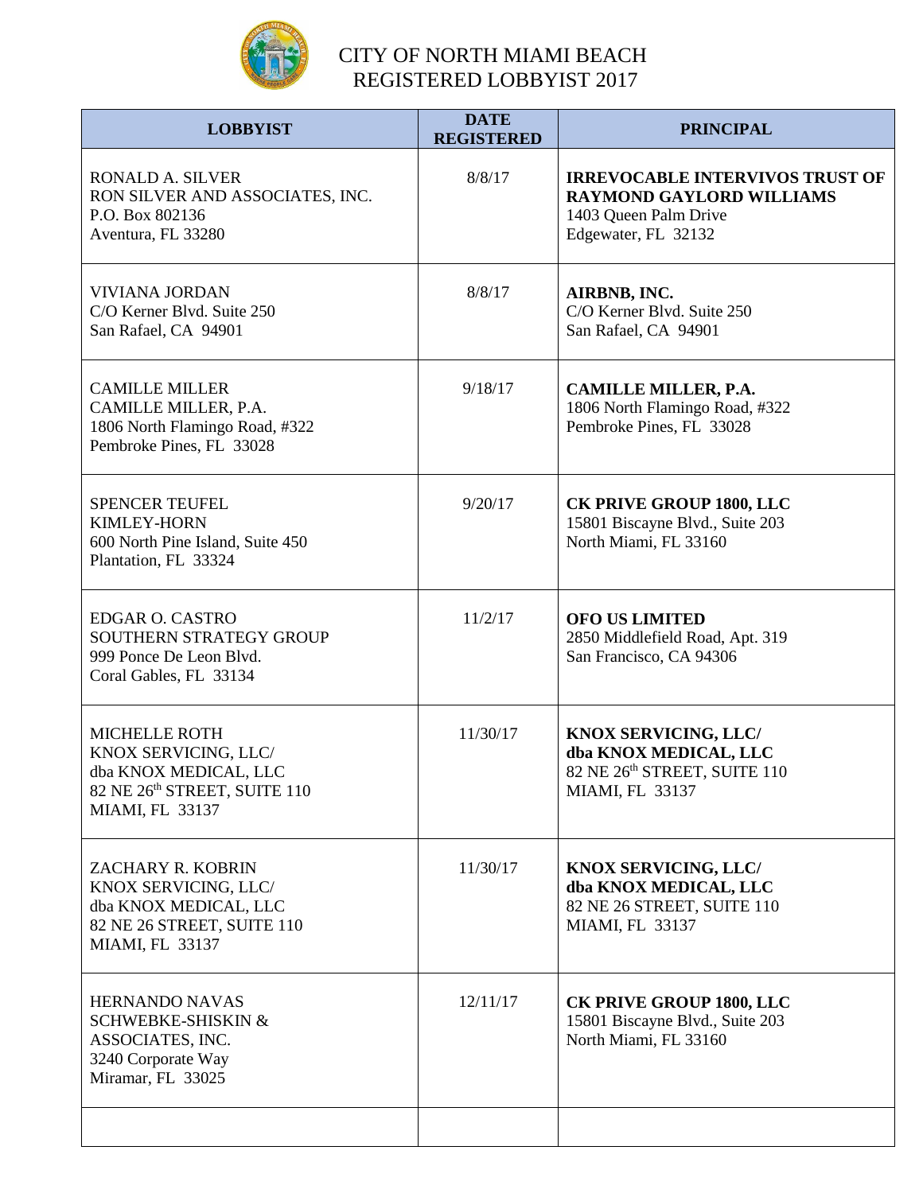# CITY OF NORTH MIAMI BEACH
# REGISTERED LOBBYIST 2017

| LOBBYIST | DATE REGISTERED | PRINCIPAL |
|---|---|---|
| RONALD A. SILVER<br>RON SILVER AND ASSOCIATES, INC.<br>P.O. Box 802136<br>Aventura, FL 33280 | 8/8/17 | **IRREVOCABLE INTERVIVOS TRUST OF RAYMOND GAYLORD WILLIAMS**<br>1403 Queen Palm Drive<br>Edgewater, FL 32132 |
| VIVIANA JORDAN<br>C/O Kerner Blvd. Suite 250<br>San Rafael, CA 94901 | 8/8/17 | **AIRBNB, INC.**<br>C/O Kerner Blvd. Suite 250<br>San Rafael, CA 94901 |
| CAMILLE MILLER<br>CAMILLE MILLER, P.A.<br>1806 North Flamingo Road, #322<br>Pembroke Pines, FL 33028 | 9/18/17 | **CAMILLE MILLER, P.A.**<br>1806 North Flamingo Road, #322<br>Pembroke Pines, FL 33028 |
| SPENCER TEUFEL<br>KIMLEY-HORN<br>600 North Pine Island, Suite 450<br>Plantation, FL 33324 | 9/20/17 | **CK PRIVE GROUP 1800, LLC**<br>15801 Biscayne Blvd., Suite 203<br>North Miami, FL 33160 |
| EDGAR O. CASTRO<br>SOUTHERN STRATEGY GROUP<br>999 Ponce De Leon Blvd.<br>Coral Gables, FL 33134 | 11/2/17 | **OFO US LIMITED**<br>2850 Middlefield Road, Apt. 319<br>San Francisco, CA 94306 |
| MICHELLE ROTH<br>KNOX SERVICING, LLC/<br>dba KNOX MEDICAL, LLC<br>82 NE 26th STREET, SUITE 110<br>MIAMI, FL 33137 | 11/30/17 | **KNOX SERVICING, LLC/**<br>**dba KNOX MEDICAL, LLC**<br>82 NE 26th STREET, SUITE 110<br>MIAMI, FL 33137 |
| ZACHARY R. KOBRIN<br>KNOX SERVICING, LLC/<br>dba KNOX MEDICAL, LLC<br>82 NE 26 STREET, SUITE 110<br>MIAMI, FL 33137 | 11/30/17 | **KNOX SERVICING, LLC/**<br>**dba KNOX MEDICAL, LLC**<br>82 NE 26 STREET, SUITE 110<br>MIAMI, FL 33137 |
| HERNANDO NAVAS<br>SCHWEBKE-SHISKIN &<br>ASSOCIATES, INC.<br>3240 Corporate Way<br>Miramar, FL 33025 | 12/11/17 | **CK PRIVE GROUP 1800, LLC**<br>15801 Biscayne Blvd., Suite 203<br>North Miami, FL 33160 |
| | | |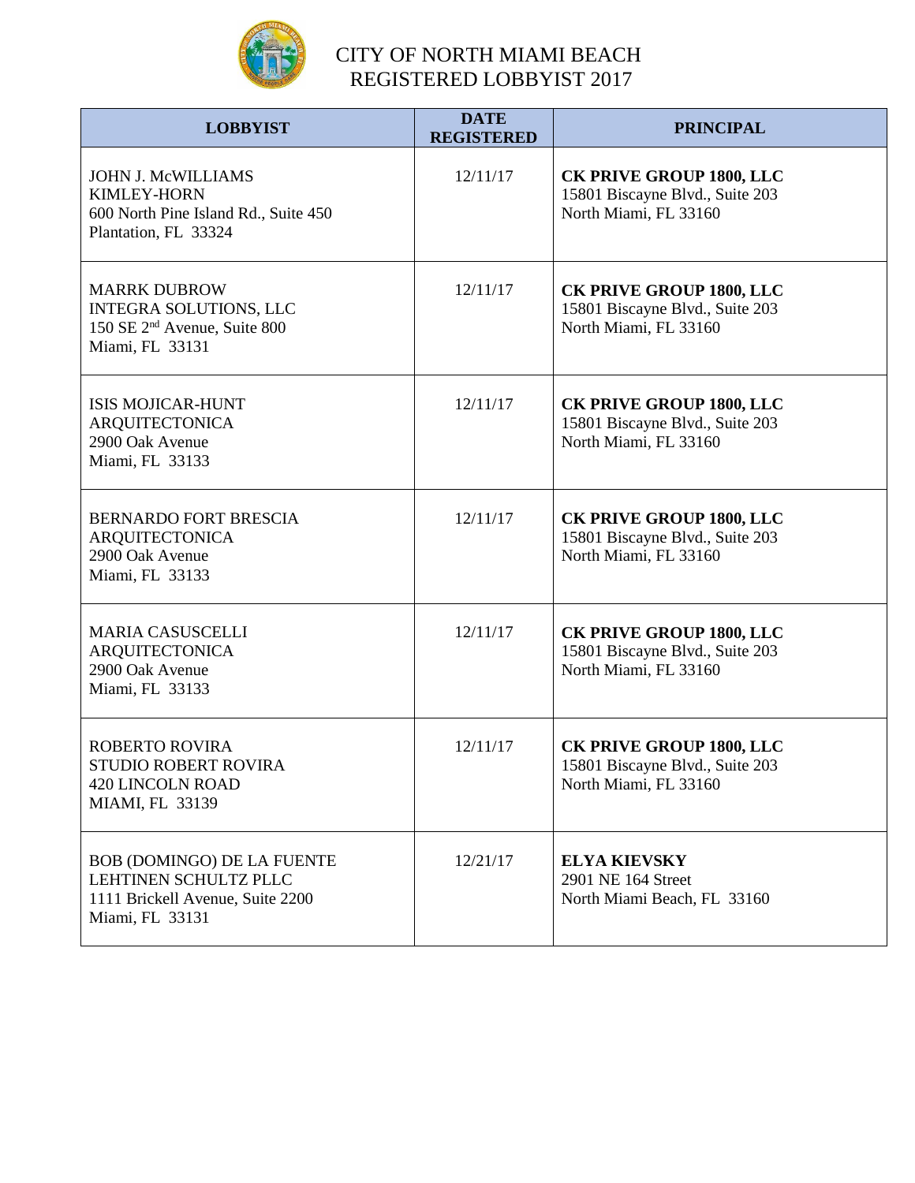# CITY OF NORTH MIAMI BEACH
# REGISTERED LOBBYIST 2017

| LOBBYIST | DATE REGISTERED | PRINCIPAL |
|---|---|---|
| JOHN J. McWILLIAMS<br>KIMLEY-HORN<br>600 North Pine Island Rd., Suite 450<br>Plantation, FL 33324 | 12/11/17 | **CK PRIVE GROUP 1800, LLC**<br>15801 Biscayne Blvd., Suite 203<br>North Miami, FL 33160 |
| MARRK DUBROW<br>INTEGRA SOLUTIONS, LLC<br>150 SE 2nd Avenue, Suite 800<br>Miami, FL 33131 | 12/11/17 | **CK PRIVE GROUP 1800, LLC**<br>15801 Biscayne Blvd., Suite 203<br>North Miami, FL 33160 |
| ISIS MOJICAR-HUNT<br>ARQUITECTONICA<br>2900 Oak Avenue<br>Miami, FL 33133 | 12/11/17 | **CK PRIVE GROUP 1800, LLC**<br>15801 Biscayne Blvd., Suite 203<br>North Miami, FL 33160 |
| BERNARDO FORT BRESCIA<br>ARQUITECTONICA<br>2900 Oak Avenue<br>Miami, FL 33133 | 12/11/17 | **CK PRIVE GROUP 1800, LLC**<br>15801 Biscayne Blvd., Suite 203<br>North Miami, FL 33160 |
| MARIA CASUSCELLI<br>ARQUITECTONICA<br>2900 Oak Avenue<br>Miami, FL 33133 | 12/11/17 | **CK PRIVE GROUP 1800, LLC**<br>15801 Biscayne Blvd., Suite 203<br>North Miami, FL 33160 |
| ROBERTO ROVIRA<br>STUDIO ROBERT ROVIRA<br>420 LINCOLN ROAD<br>MIAMI, FL 33139 | 12/11/17 | **CK PRIVE GROUP 1800, LLC**<br>15801 Biscayne Blvd., Suite 203<br>North Miami, FL 33160 |
| BOB (DOMINGO) DE LA FUENTE<br>LEHTINEN SCHULTZ PLLC<br>1111 Brickell Avenue, Suite 2200<br>Miami, FL 33131 | 12/21/17 | **ELYA KIEVSKY**<br>2901 NE 164 Street<br>North Miami Beach, FL 33160 |